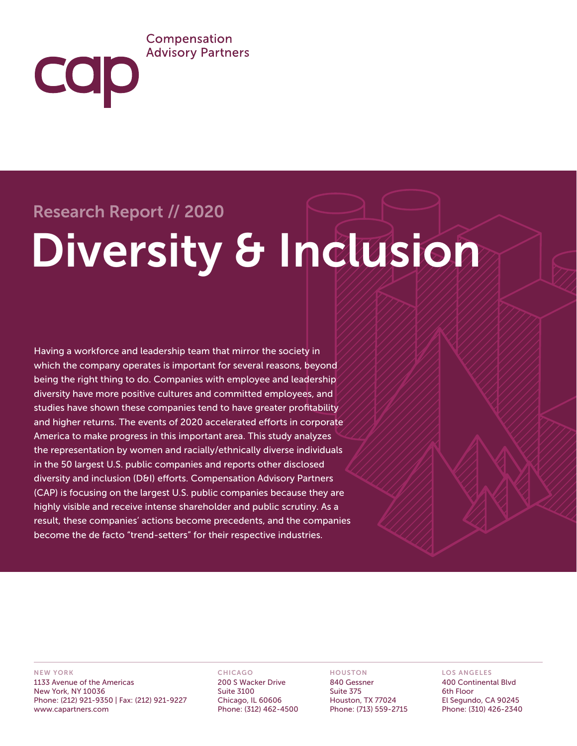Compensation Advisory Partners

cap

Research Report // 2020

# Diversity & Inclusion

Having a workforce and leadership team that mirror the society in which the company operates is important for several reasons, beyond being the right thing to do. Companies with employee and leadership diversity have more positive cultures and committed employees, and studies have shown these companies tend to have greater profitability and higher returns. The events of 2020 accelerated efforts in corporate America to make progress in this important area. This study analyzes the representation by women and racially/ethnically diverse individuals in the 50 largest U.S. public companies and reports other disclosed diversity and inclusion (D&I) efforts. Compensation Advisory Partners (CAP) is focusing on the largest U.S. public companies because they are highly visible and receive intense shareholder and public scrutiny. As a result, these companies' actions become precedents, and the companies become the de facto "trend-setters" for their respective industries.

NEW YORK
1133 Avenue of the Americas
New York, NY 10036
Phone: (212) 921-9350 | Fax: (212) 921-9227
www.capartners.com

CHICAGO
200 S Wacker Drive
Suite 3100
Chicago, IL 60606
Phone: (312) 462-4500

HOUSTON
840 Gessner
Suite 375
Houston, TX 77024
Phone: (713) 559-2715

LOS ANGELES
400 Continental Blvd
6th Floor
El Segundo, CA 90245
Phone: (310) 426-2340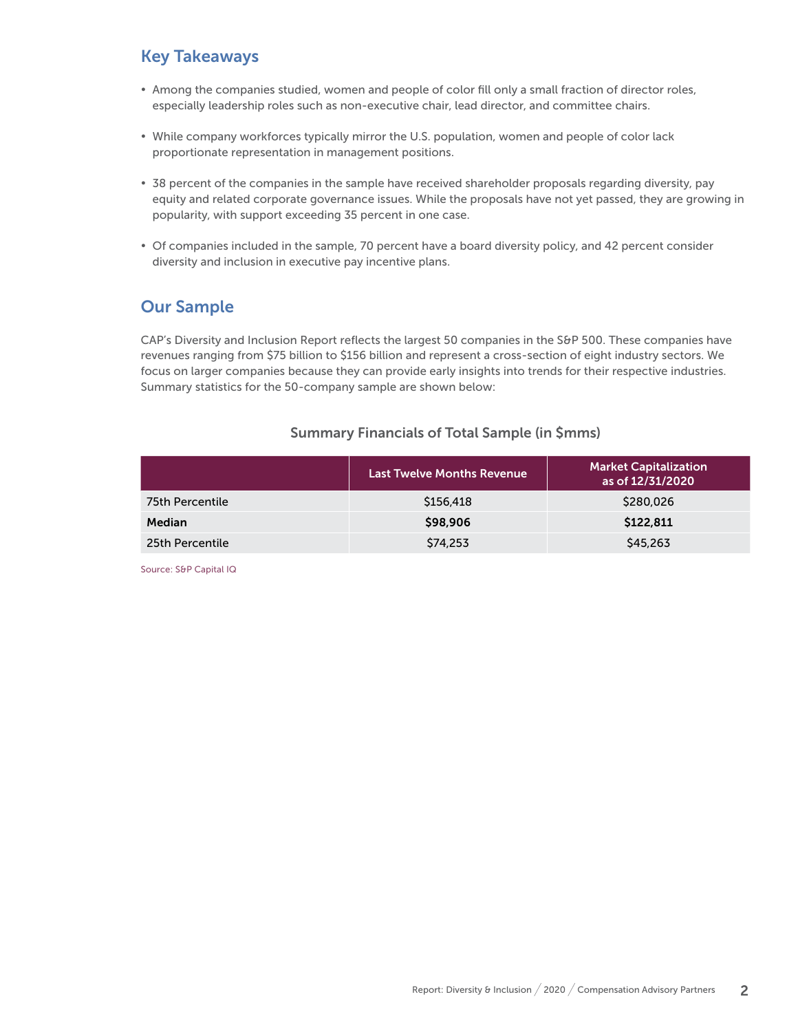## Key Takeaways

- Among the companies studied, women and people of color fill only a small fraction of director roles, especially leadership roles such as non-executive chair, lead director, and committee chairs.
- While company workforces typically mirror the U.S. population, women and people of color lack proportionate representation in management positions.
- 38 percent of the companies in the sample have received shareholder proposals regarding diversity, pay equity and related corporate governance issues. While the proposals have not yet passed, they are growing in popularity, with support exceeding 35 percent in one case.
- Of companies included in the sample, 70 percent have a board diversity policy, and 42 percent consider diversity and inclusion in executive pay incentive plans.

## Our Sample

CAP's Diversity and Inclusion Report reflects the largest 50 companies in the S&P 500. These companies have revenues ranging from $75 billion to $156 billion and represent a cross-section of eight industry sectors. We focus on larger companies because they can provide early insights into trends for their respective industries. Summary statistics for the 50-company sample are shown below:

### Summary Financials of Total Sample (in $mms)

| | Last Twelve Months Revenue | Market Capitalization as of 12/31/2020 |
|---|---|---|
| 75th Percentile | $156,418 | $280,026 |
| **Median** | **$98,906** | **$122,811** |
| 25th Percentile | $74,253 | $45,263 |

Source: S&P Capital IQ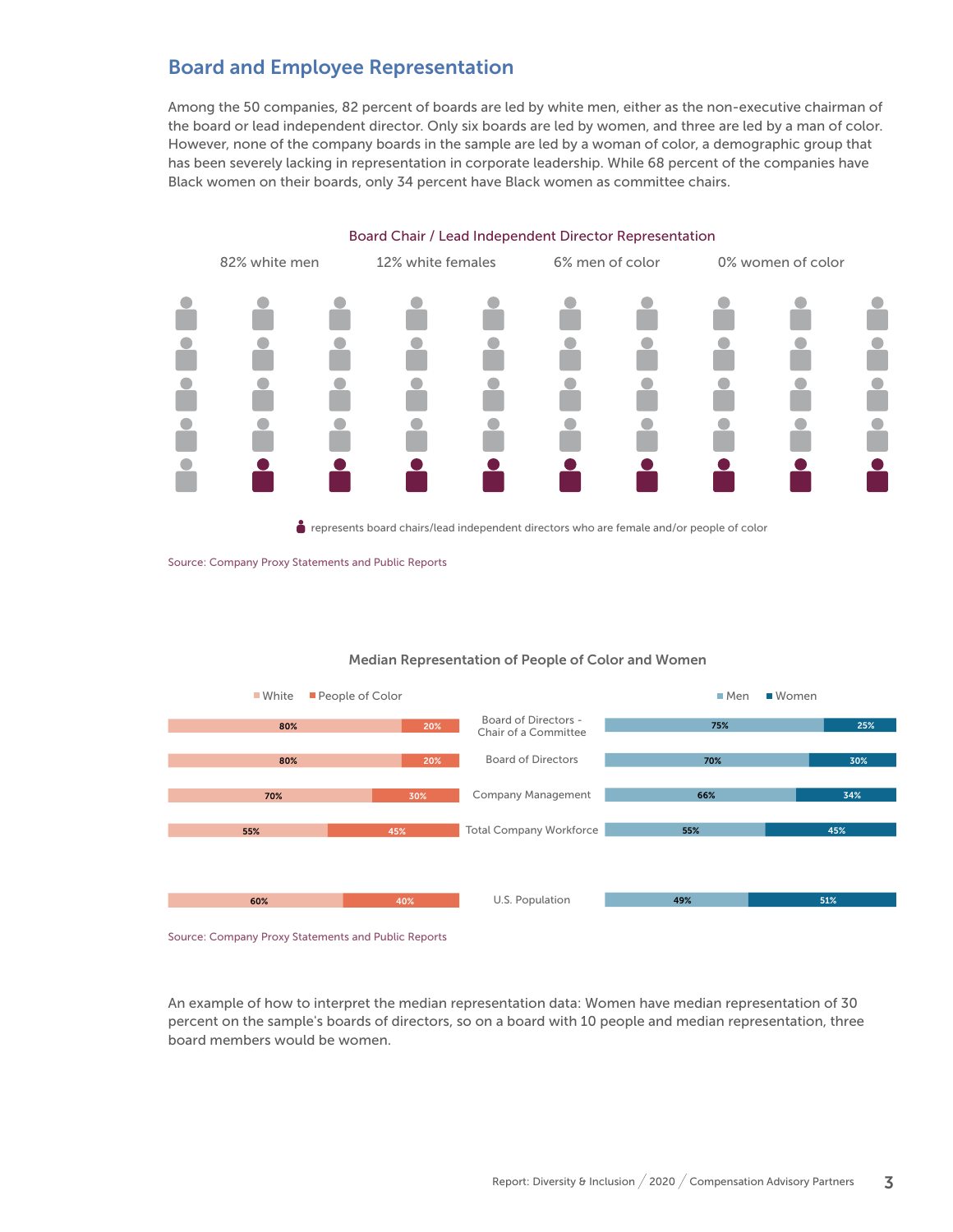## Board and Employee Representation

Among the 50 companies, 82 percent of boards are led by white men, either as the non-executive chairman of the board or lead independent director. Only six boards are led by women, and three are led by a man of color. However, none of the company boards in the sample are led by a woman of color, a demographic group that has been severely lacking in representation in corporate leadership. While 68 percent of the companies have Black women on their boards, only 34 percent have Black women as committee chairs.

**Board Chair / Lead Independent Director Representation**

82% white men | 12% white females | 6% men of color | 0% women of color

represents board chairs/lead independent directors who are female and/or people of color

Source: Company Proxy Statements and Public Reports

**Median Representation of People of Color and Women**

| | White | People of Color | Men | Women |
|---|---|---|---|---|
| Board of Directors - Chair of a Committee | 80% | 20% | 75% | 25% |
| Board of Directors | 80% | 20% | 70% | 30% |
| Company Management | 70% | 30% | 66% | 34% |
| Total Company Workforce | 55% | 45% | 55% | 45% |
| U.S. Population | 60% | 40% | 49% | 51% |

Source: Company Proxy Statements and Public Reports

An example of how to interpret the median representation data: Women have median representation of 30 percent on the sample's boards of directors, so on a board with 10 people and median representation, three board members would be women.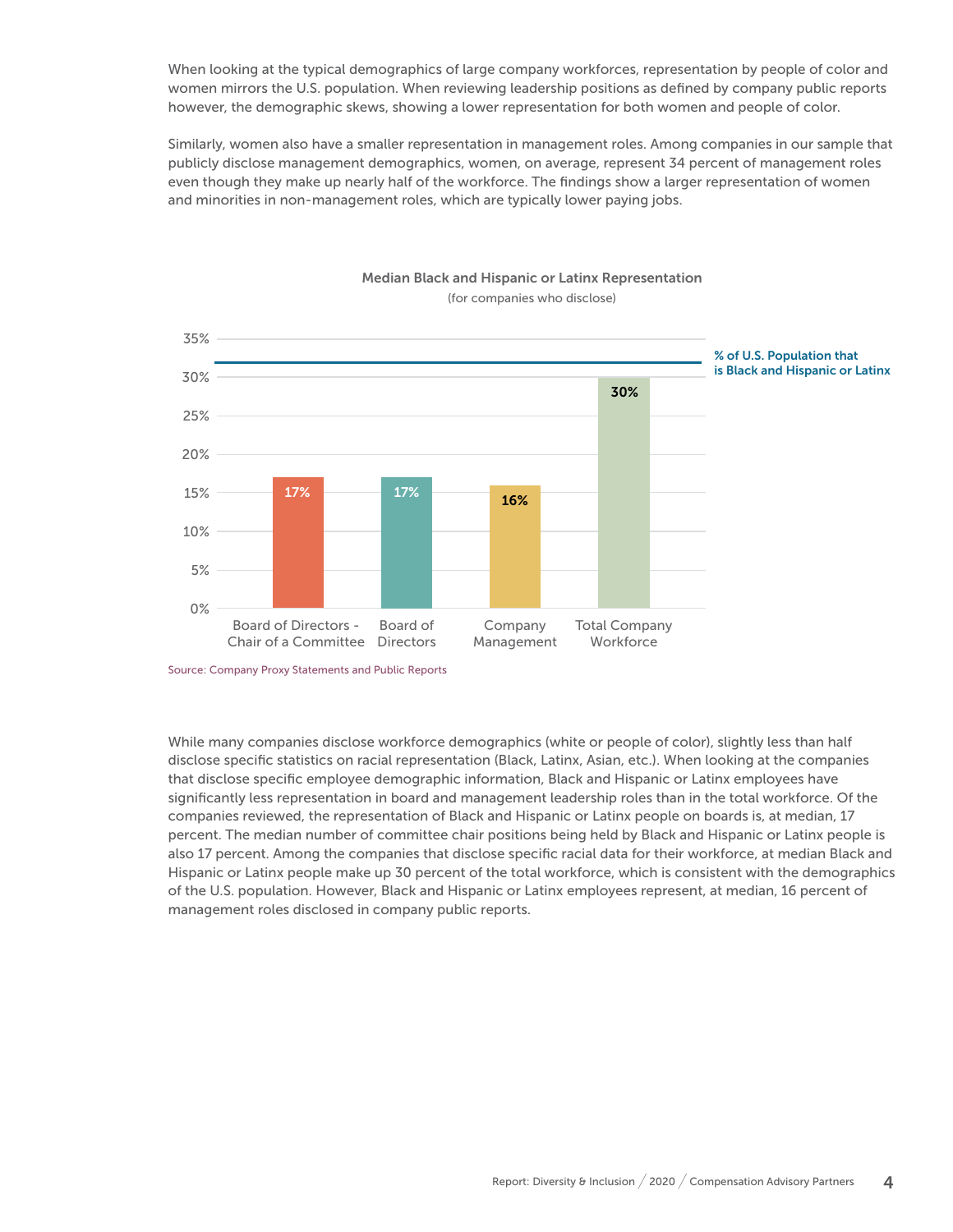When looking at the typical demographics of large company workforces, representation by people of color and women mirrors the U.S. population. When reviewing leadership positions as defined by company public reports however, the demographic skews, showing a lower representation for both women and people of color.

Similarly, women also have a smaller representation in management roles. Among companies in our sample that publicly disclose management demographics, women, on average, represent 34 percent of management roles even though they make up nearly half of the workforce. The findings show a larger representation of women and minorities in non-management roles, which are typically lower paying jobs.

**Median Black and Hispanic or Latinx Representation**

(for companies who disclose)

| | Board of Directors - Chair of a Committee | Board of Directors | Company Management | Total Company Workforce |
|---|---|---|---|---|
| Median Black and Hispanic or Latinx Representation | 17% | 17% | 16% | 30% |

% of U.S. Population that is Black and Hispanic or Latinx

Source: Company Proxy Statements and Public Reports

While many companies disclose workforce demographics (white or people of color), slightly less than half disclose specific statistics on racial representation (Black, Latinx, Asian, etc.). When looking at the companies that disclose specific employee demographic information, Black and Hispanic or Latinx employees have significantly less representation in board and management leadership roles than in the total workforce. Of the companies reviewed, the representation of Black and Hispanic or Latinx people on boards is, at median, 17 percent. The median number of committee chair positions being held by Black and Hispanic or Latinx people is also 17 percent. Among the companies that disclose specific racial data for their workforce, at median Black and Hispanic or Latinx people make up 30 percent of the total workforce, which is consistent with the demographics of the U.S. population. However, Black and Hispanic or Latinx employees represent, at median, 16 percent of management roles disclosed in company public reports.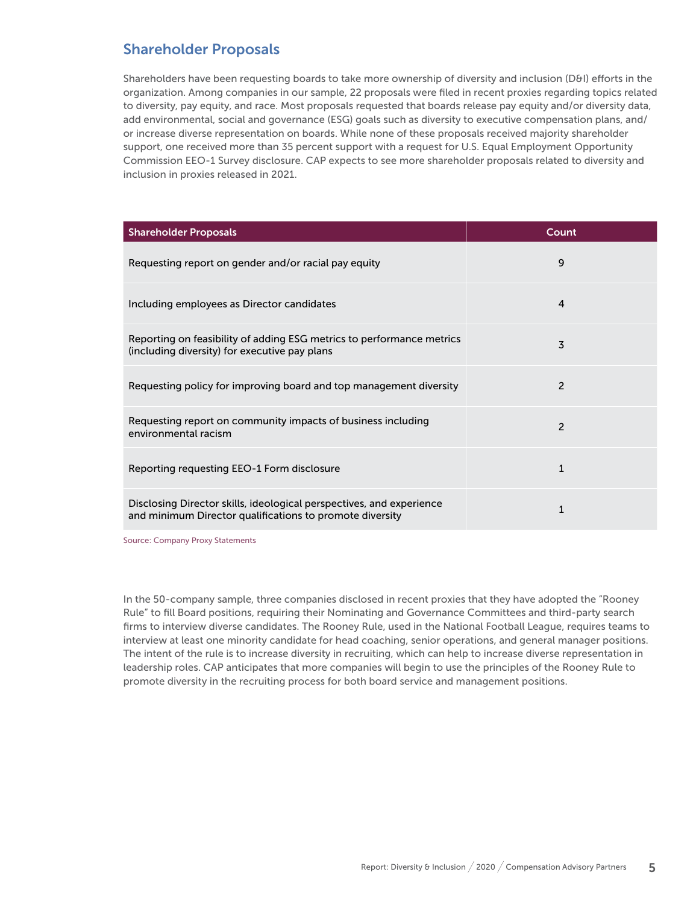## Shareholder Proposals

Shareholders have been requesting boards to take more ownership of diversity and inclusion (D&I) efforts in the organization. Among companies in our sample, 22 proposals were filed in recent proxies regarding topics related to diversity, pay equity, and race. Most proposals requested that boards release pay equity and/or diversity data, add environmental, social and governance (ESG) goals such as diversity to executive compensation plans, and/or increase diverse representation on boards. While none of these proposals received majority shareholder support, one received more than 35 percent support with a request for U.S. Equal Employment Opportunity Commission EEO-1 Survey disclosure. CAP expects to see more shareholder proposals related to diversity and inclusion in proxies released in 2021.

| Shareholder Proposals | Count |
| --- | --- |
| Requesting report on gender and/or racial pay equity | 9 |
| Including employees as Director candidates | 4 |
| Reporting on feasibility of adding ESG metrics to performance metrics (including diversity) for executive pay plans | 3 |
| Requesting policy for improving board and top management diversity | 2 |
| Requesting report on community impacts of business including environmental racism | 2 |
| Reporting requesting EEO-1 Form disclosure | 1 |
| Disclosing Director skills, ideological perspectives, and experience and minimum Director qualifications to promote diversity | 1 |

Source: Company Proxy Statements

In the 50-company sample, three companies disclosed in recent proxies that they have adopted the "Rooney Rule" to fill Board positions, requiring their Nominating and Governance Committees and third-party search firms to interview diverse candidates. The Rooney Rule, used in the National Football League, requires teams to interview at least one minority candidate for head coaching, senior operations, and general manager positions. The intent of the rule is to increase diversity in recruiting, which can help to increase diverse representation in leadership roles. CAP anticipates that more companies will begin to use the principles of the Rooney Rule to promote diversity in the recruiting process for both board service and management positions.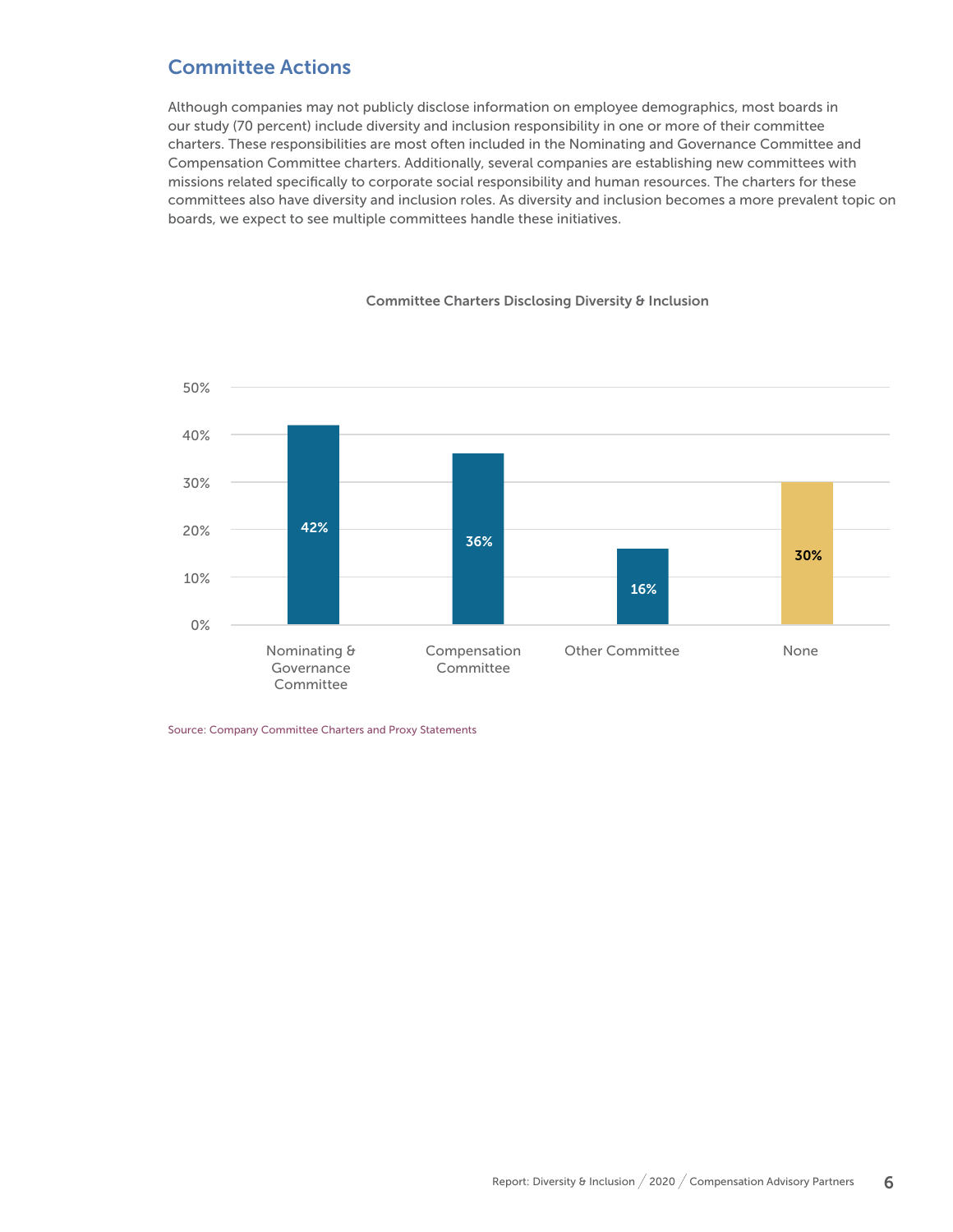## Committee Actions

Although companies may not publicly disclose information on employee demographics, most boards in our study (70 percent) include diversity and inclusion responsibility in one or more of their committee charters. These responsibilities are most often included in the Nominating and Governance Committee and Compensation Committee charters. Additionally, several companies are establishing new committees with missions related specifically to corporate social responsibility and human resources. The charters for these committees also have diversity and inclusion roles. As diversity and inclusion becomes a more prevalent topic on boards, we expect to see multiple committees handle these initiatives.

**Committee Charters Disclosing Diversity & Inclusion**

| Committee | Percentage |
|---|---|
| Nominating & Governance Committee | 42% |
| Compensation Committee | 36% |
| Other Committee | 16% |
| None | 30% |

Source: Company Committee Charters and Proxy Statements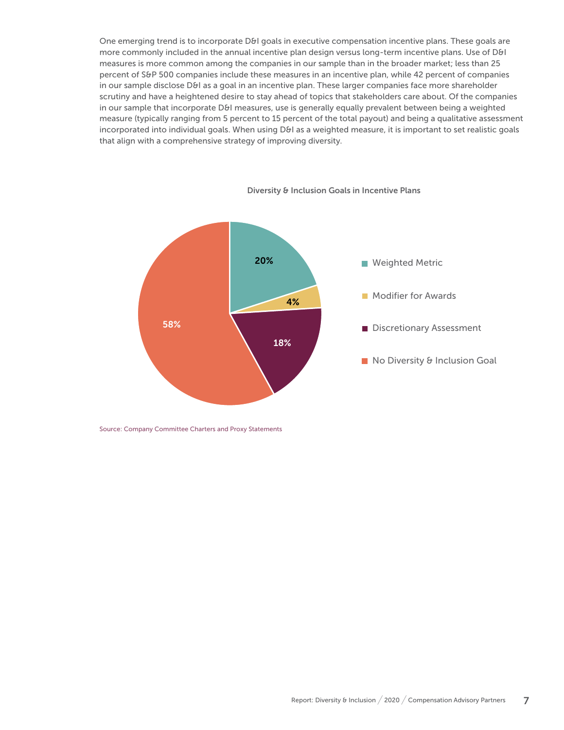One emerging trend is to incorporate D&I goals in executive compensation incentive plans. These goals are more commonly included in the annual incentive plan design versus long-term incentive plans. Use of D&I measures is more common among the companies in our sample than in the broader market; less than 25 percent of S&P 500 companies include these measures in an incentive plan, while 42 percent of companies in our sample disclose D&I as a goal in an incentive plan. These larger companies face more shareholder scrutiny and have a heightened desire to stay ahead of topics that stakeholders care about. Of the companies in our sample that incorporate D&I measures, use is generally equally prevalent between being a weighted measure (typically ranging from 5 percent to 15 percent of the total payout) and being a qualitative assessment incorporated into individual goals. When using D&I as a weighted measure, it is important to set realistic goals that align with a comprehensive strategy of improving diversity.

**Diversity & Inclusion Goals in Incentive Plans**

| Category | Percentage |
| --- | --- |
| Weighted Metric | 20% |
| Modifier for Awards | 4% |
| Discretionary Assessment | 18% |
| No Diversity & Inclusion Goal | 58% |

Source: Company Committee Charters and Proxy Statements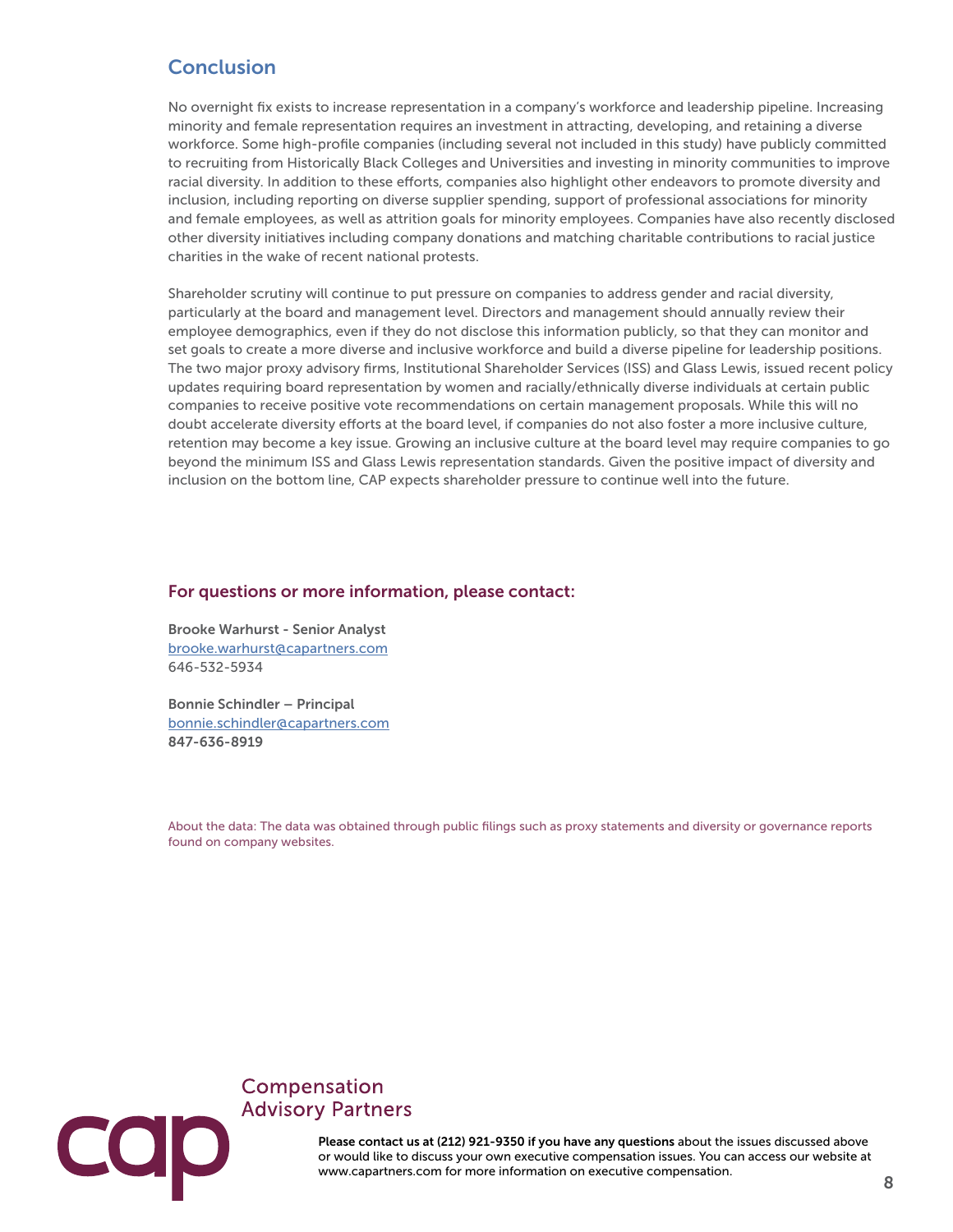## Conclusion

No overnight fix exists to increase representation in a company's workforce and leadership pipeline. Increasing minority and female representation requires an investment in attracting, developing, and retaining a diverse workforce. Some high-profile companies (including several not included in this study) have publicly committed to recruiting from Historically Black Colleges and Universities and investing in minority communities to improve racial diversity. In addition to these efforts, companies also highlight other endeavors to promote diversity and inclusion, including reporting on diverse supplier spending, support of professional associations for minority and female employees, as well as attrition goals for minority employees. Companies have also recently disclosed other diversity initiatives including company donations and matching charitable contributions to racial justice charities in the wake of recent national protests.

Shareholder scrutiny will continue to put pressure on companies to address gender and racial diversity, particularly at the board and management level. Directors and management should annually review their employee demographics, even if they do not disclose this information publicly, so that they can monitor and set goals to create a more diverse and inclusive workforce and build a diverse pipeline for leadership positions. The two major proxy advisory firms, Institutional Shareholder Services (ISS) and Glass Lewis, issued recent policy updates requiring board representation by women and racially/ethnically diverse individuals at certain public companies to receive positive vote recommendations on certain management proposals. While this will no doubt accelerate diversity efforts at the board level, if companies do not also foster a more inclusive culture, retention may become a key issue. Growing an inclusive culture at the board level may require companies to go beyond the minimum ISS and Glass Lewis representation standards. Given the positive impact of diversity and inclusion on the bottom line, CAP expects shareholder pressure to continue well into the future.

### For questions or more information, please contact:

**Brooke Warhurst - Senior Analyst**
brooke.warhurst@capartners.com
646-532-5934

**Bonnie Schindler – Principal**
bonnie.schindler@capartners.com
847-636-8919

About the data: The data was obtained through public filings such as proxy statements and diversity or governance reports found on company websites.

cap Compensation Advisory Partners

**Please contact us at (212) 921-9350 if you have any questions** about the issues discussed above or would like to discuss your own executive compensation issues. You can access our website at www.capartners.com for more information on executive compensation.